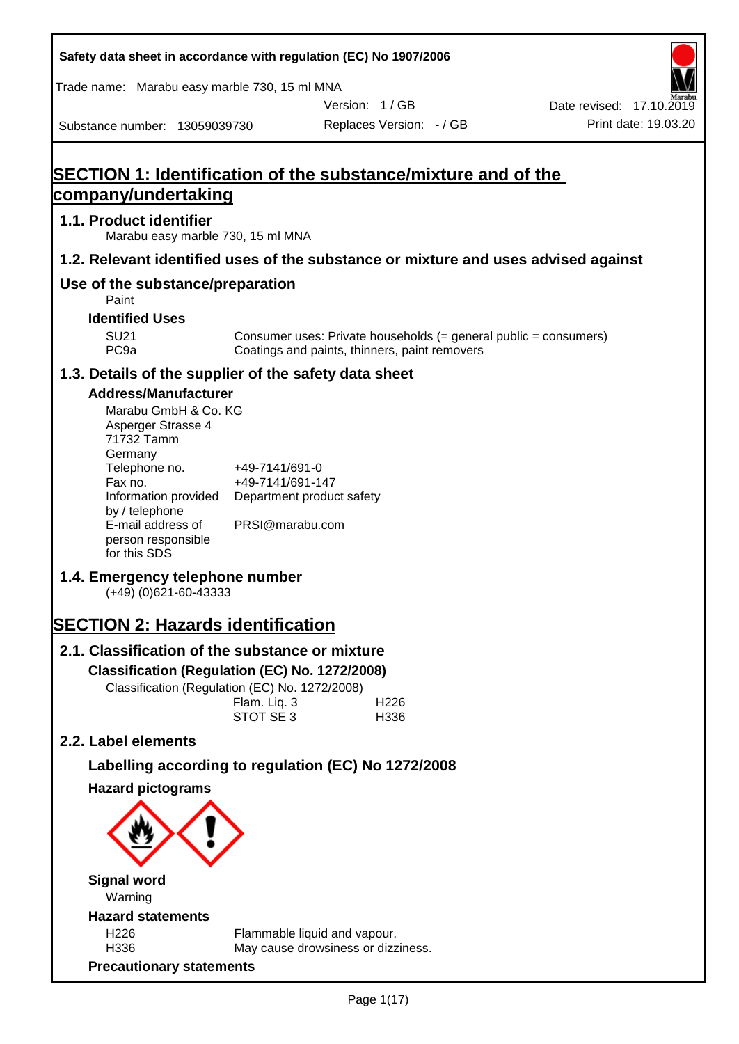Safety data sheet in accordance with regulation (EC) No 1907/2006

Trade name: Marabu easy marble 730, 15 ml MNA

Version: 1 / GB

Date revised: 17.10.2019

Substance number: 13059039730

Replaces Version: - / GB

Print date: 19.03.20

# SECTION 1: Identification of the substance/mixture and of the company/undertaking

## 1.1. Product identifier

Marabu easy marble 730, 15 ml MNA

## 1.2. Relevant identified uses of the substance or mixture and uses advised against

## Use of the substance/preparation

Paint

### Identified Uses

| | |
|---|---|
| SU21 | Consumer uses: Private households (= general public = consumers) |
| PC9a | Coatings and paints, thinners, paint removers |

## 1.3. Details of the supplier of the safety data sheet

### Address/Manufacturer

Marabu GmbH & Co. KG
Asperger Strasse 4
71732 Tamm
Germany

| | |
|---|---|
| Telephone no. | +49-7141/691-0 |
| Fax no. | +49-7141/691-147 |
| Information provided by / telephone | Department product safety |
| E-mail address of person responsible for this SDS | PRSI@marabu.com |

## 1.4. Emergency telephone number

(+49) (0)621-60-43333

# SECTION 2: Hazards identification

## 2.1. Classification of the substance or mixture

### Classification (Regulation (EC) No. 1272/2008)

Classification (Regulation (EC) No. 1272/2008)

| | |
|---|---|
| Flam. Liq. 3 | H226 |
| STOT SE 3 | H336 |

## 2.2. Label elements

### Labelling according to regulation (EC) No 1272/2008

### Hazard pictograms

### Signal word

Warning

### Hazard statements

| | |
|---|---|
| H226 | Flammable liquid and vapour. |
| H336 | May cause drowsiness or dizziness. |

### Precautionary statements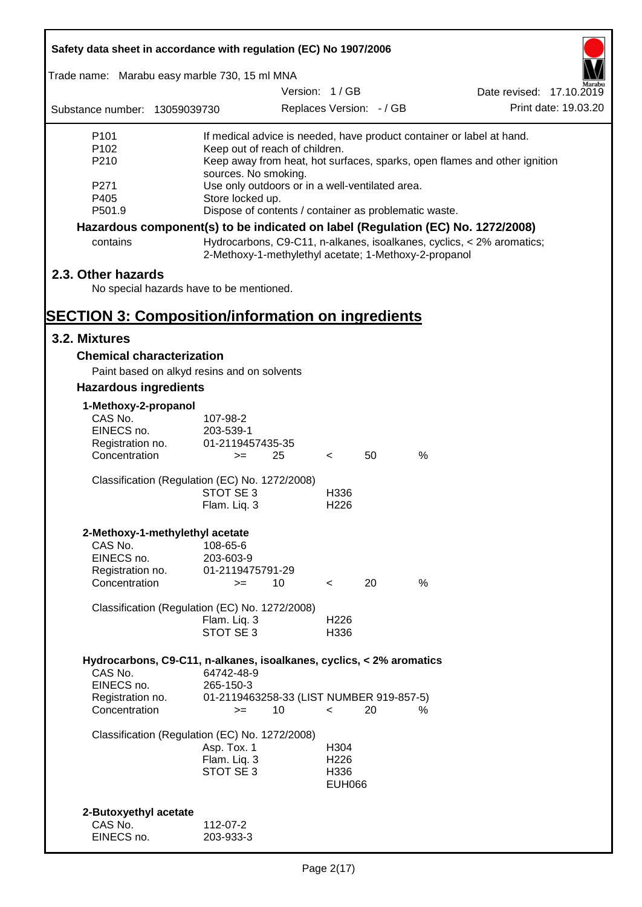| | |
|---|---|
| P101 | If medical advice is needed, have product container or label at hand. |
| P102 | Keep out of reach of children. |
| P210 | Keep away from heat, hot surfaces, sparks, open flames and other ignition sources. No smoking. |
| P271 | Use only outdoors or in a well-ventilated area. |
| P405 | Store locked up. |
| P501.9 | Dispose of contents / container as problematic waste. |

**Hazardous component(s) to be indicated on label (Regulation (EC) No. 1272/2008)**

| | |
|---|---|
| contains | Hydrocarbons, C9-C11, n-alkanes, isoalkanes, cyclics, < 2% aromatics; 2-Methoxy-1-methylethyl acetate; 1-Methoxy-2-propanol |

## 2.3. Other hazards

No special hazards have to be mentioned.

# SECTION 3: Composition/information on ingredients

## 3.2. Mixtures

### Chemical characterization

Paint based on alkyd resins and on solvents

### Hazardous ingredients

**1-Methoxy-2-propanol**

| | | | | | |
|---|---|---|---|---|---|
| CAS No. | 107-98-2 | | | | |
| EINECS no. | 203-539-1 | | | | |
| Registration no. | 01-2119457435-35 | | | | |
| Concentration | >= | 25 | < | 50 | % |

Classification (Regulation (EC) No. 1272/2008)

| | |
|---|---|
| STOT SE 3 | H336 |
| Flam. Liq. 3 | H226 |

**2-Methoxy-1-methylethyl acetate**

| | | | | | |
|---|---|---|---|---|---|
| CAS No. | 108-65-6 | | | | |
| EINECS no. | 203-603-9 | | | | |
| Registration no. | 01-2119475791-29 | | | | |
| Concentration | >= | 10 | < | 20 | % |

Classification (Regulation (EC) No. 1272/2008)

| | |
|---|---|
| Flam. Liq. 3 | H226 |
| STOT SE 3 | H336 |

**Hydrocarbons, C9-C11, n-alkanes, isoalkanes, cyclics, < 2% aromatics**

| | | | | | |
|---|---|---|---|---|---|
| CAS No. | 64742-48-9 | | | | |
| EINECS no. | 265-150-3 | | | | |
| Registration no. | 01-2119463258-33 (LIST NUMBER 919-857-5) | | | | |
| Concentration | >= | 10 | < | 20 | % |

Classification (Regulation (EC) No. 1272/2008)

| | |
|---|---|
| Asp. Tox. 1 | H304 |
| Flam. Liq. 3 | H226 |
| STOT SE 3 | H336 |
| | EUH066 |

**2-Butoxyethyl acetate**

| | |
|---|---|
| CAS No. | 112-07-2 |
| EINECS no. | 203-933-3 |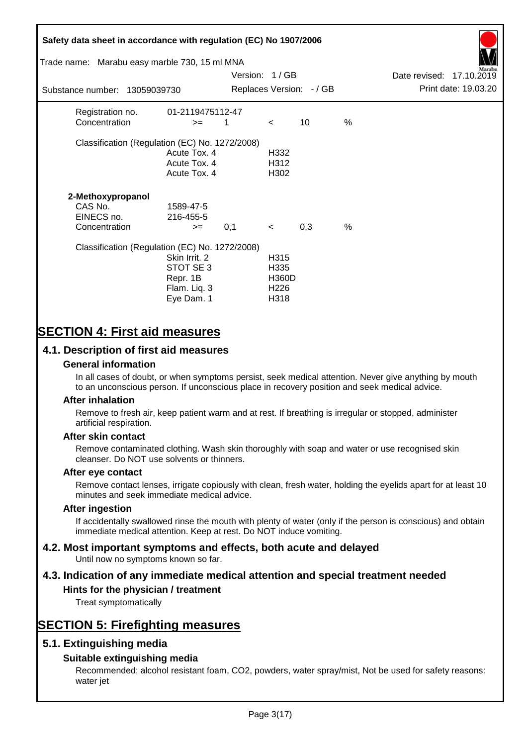| | | | | | |
|---|---|---|---|---|---|
| Registration no. | 01-2119475112-47 | | | | |
| Concentration | >= | 1 | < | 10 | % |

Classification (Regulation (EC) No. 1272/2008)

| | |
|---|---|
| Acute Tox. 4 | H332 |
| Acute Tox. 4 | H312 |
| Acute Tox. 4 | H302 |

**2-Methoxypropanol**

| | | | | | |
|---|---|---|---|---|---|
| CAS No. | 1589-47-5 | | | | |
| EINECS no. | 216-455-5 | | | | |
| Concentration | >= | 0,1 | < | 0,3 | % |

Classification (Regulation (EC) No. 1272/2008)

| | |
|---|---|
| Skin Irrit. 2 | H315 |
| STOT SE 3 | H335 |
| Repr. 1B | H360D |
| Flam. Liq. 3 | H226 |
| Eye Dam. 1 | H318 |

# SECTION 4: First aid measures

## 4.1. Description of first aid measures

### General information

In all cases of doubt, or when symptoms persist, seek medical attention. Never give anything by mouth to an unconscious person. If unconscious place in recovery position and seek medical advice.

### After inhalation

Remove to fresh air, keep patient warm and at rest. If breathing is irregular or stopped, administer artificial respiration.

### After skin contact

Remove contaminated clothing. Wash skin thoroughly with soap and water or use recognised skin cleanser. Do NOT use solvents or thinners.

### After eye contact

Remove contact lenses, irrigate copiously with clean, fresh water, holding the eyelids apart for at least 10 minutes and seek immediate medical advice.

### After ingestion

If accidentally swallowed rinse the mouth with plenty of water (only if the person is conscious) and obtain immediate medical attention. Keep at rest. Do NOT induce vomiting.

## 4.2. Most important symptoms and effects, both acute and delayed

Until now no symptoms known so far.

## 4.3. Indication of any immediate medical attention and special treatment needed

### Hints for the physician / treatment

Treat symptomatically

# SECTION 5: Firefighting measures

## 5.1. Extinguishing media

### Suitable extinguishing media

Recommended: alcohol resistant foam, CO2, powders, water spray/mist, Not be used for safety reasons: water jet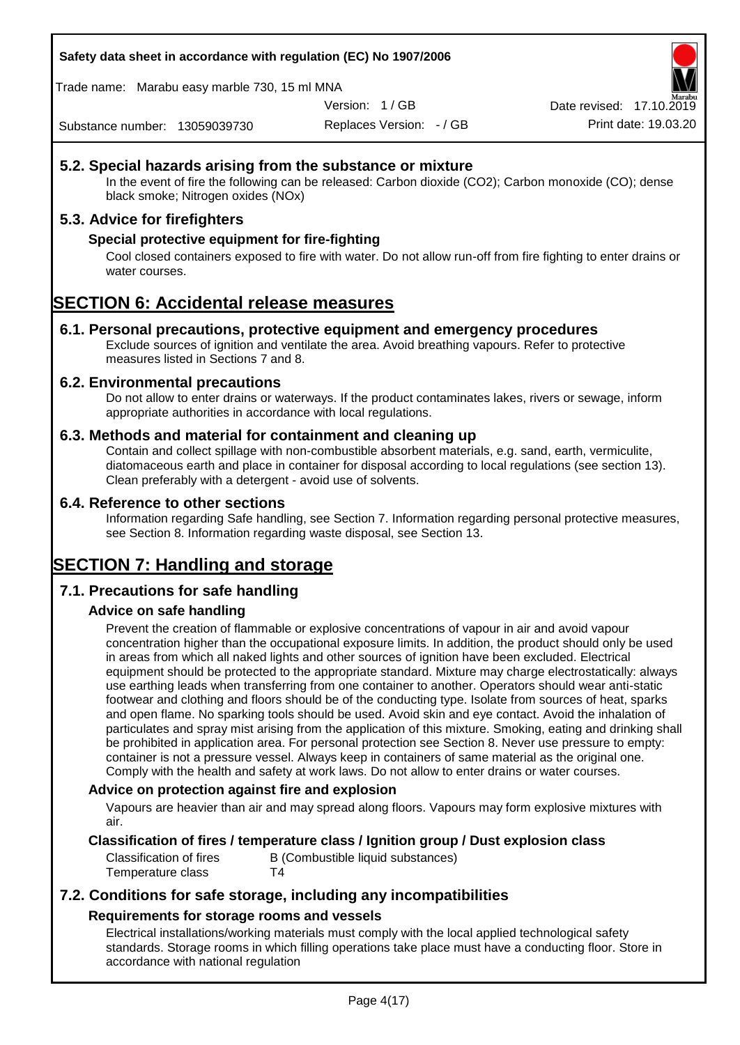## 5.2. Special hazards arising from the substance or mixture

In the event of fire the following can be released: Carbon dioxide ($CO_2$); Carbon monoxide (CO); dense black smoke; Nitrogen oxides (NOx)

## 5.3. Advice for firefighters

### Special protective equipment for fire-fighting

Cool closed containers exposed to fire with water. Do not allow run-off from fire fighting to enter drains or water courses.

# SECTION 6: Accidental release measures

## 6.1. Personal precautions, protective equipment and emergency procedures

Exclude sources of ignition and ventilate the area. Avoid breathing vapours. Refer to protective measures listed in Sections 7 and 8.

## 6.2. Environmental precautions

Do not allow to enter drains or waterways. If the product contaminates lakes, rivers or sewage, inform appropriate authorities in accordance with local regulations.

## 6.3. Methods and material for containment and cleaning up

Contain and collect spillage with non-combustible absorbent materials, e.g. sand, earth, vermiculite, diatomaceous earth and place in container for disposal according to local regulations (see section 13). Clean preferably with a detergent - avoid use of solvents.

## 6.4. Reference to other sections

Information regarding Safe handling, see Section 7. Information regarding personal protective measures, see Section 8. Information regarding waste disposal, see Section 13.

# SECTION 7: Handling and storage

## 7.1. Precautions for safe handling

### Advice on safe handling

Prevent the creation of flammable or explosive concentrations of vapour in air and avoid vapour concentration higher than the occupational exposure limits. In addition, the product should only be used in areas from which all naked lights and other sources of ignition have been excluded. Electrical equipment should be protected to the appropriate standard. Mixture may charge electrostatically: always use earthing leads when transferring from one container to another. Operators should wear anti-static footwear and clothing and floors should be of the conducting type. Isolate from sources of heat, sparks and open flame. No sparking tools should be used. Avoid skin and eye contact. Avoid the inhalation of particulates and spray mist arising from the application of this mixture. Smoking, eating and drinking shall be prohibited in application area. For personal protection see Section 8. Never use pressure to empty: container is not a pressure vessel. Always keep in containers of same material as the original one. Comply with the health and safety at work laws. Do not allow to enter drains or water courses.

### Advice on protection against fire and explosion

Vapours are heavier than air and may spread along floors. Vapours may form explosive mixtures with air.

### Classification of fires / temperature class / Ignition group / Dust explosion class

| | |
|---|---|
| Classification of fires | B (Combustible liquid substances) |
| Temperature class | T4 |

## 7.2. Conditions for safe storage, including any incompatibilities

### Requirements for storage rooms and vessels

Electrical installations/working materials must comply with the local applied technological safety standards. Storage rooms in which filling operations take place must have a conducting floor. Store in accordance with national regulation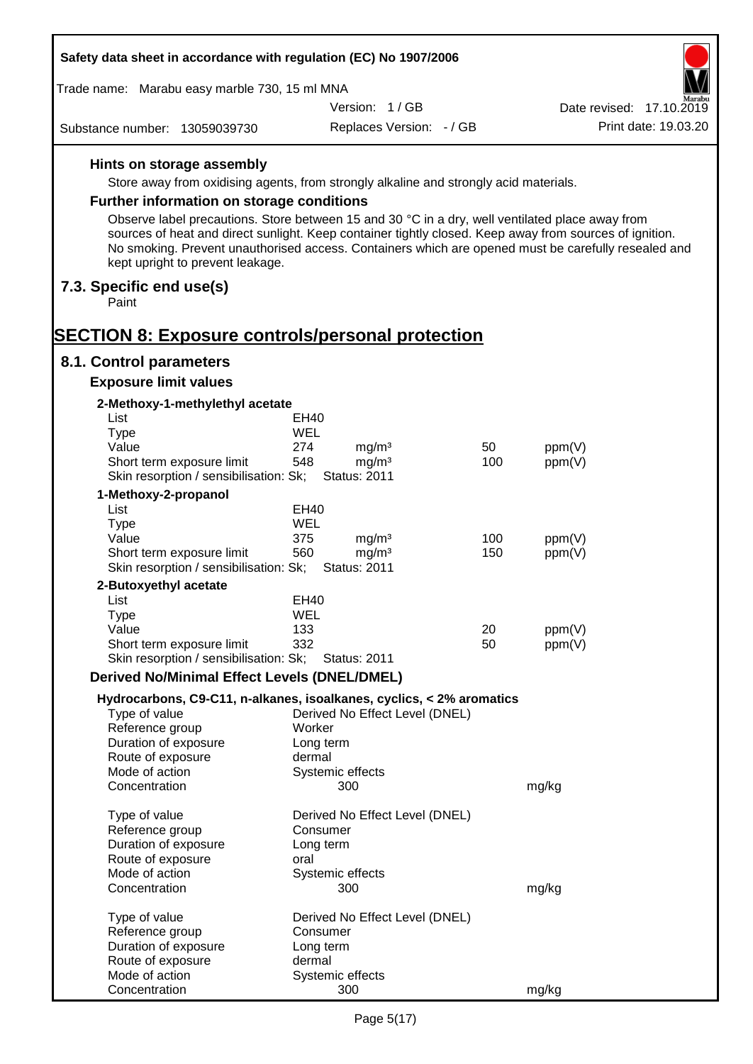### Hints on storage assembly

Store away from oxidising agents, from strongly alkaline and strongly acid materials.

### Further information on storage conditions

Observe label precautions. Store between 15 and 30 °C in a dry, well ventilated place away from sources of heat and direct sunlight. Keep container tightly closed. Keep away from sources of ignition. No smoking. Prevent unauthorised access. Containers which are opened must be carefully resealed and kept upright to prevent leakage.

## 7.3. Specific end use(s)

Paint

# SECTION 8: Exposure controls/personal protection

## 8.1. Control parameters

### Exposure limit values

**2-Methoxy-1-methylethyl acetate**

| | | | | |
|---|---|---|---|---|
| List | EH40 | | | |
| Type | WEL | | | |
| Value | 274 | mg/m³ | 50 | ppm(V) |
| Short term exposure limit | 548 | mg/m³ | 100 | ppm(V) |
| Skin resorption / sensibilisation: Sk; | Status: 2011 | | | |

**1-Methoxy-2-propanol**

| | | | | |
|---|---|---|---|---|
| List | EH40 | | | |
| Type | WEL | | | |
| Value | 375 | mg/m³ | 100 | ppm(V) |
| Short term exposure limit | 560 | mg/m³ | 150 | ppm(V) |
| Skin resorption / sensibilisation: Sk; | Status: 2011 | | | |

**2-Butoxyethyl acetate**

| | | | | |
|---|---|---|---|---|
| List | EH40 | | | |
| Type | WEL | | | |
| Value | 133 | | 20 | ppm(V) |
| Short term exposure limit | 332 | | 50 | ppm(V) |
| Skin resorption / sensibilisation: Sk; | Status: 2011 | | | |

### Derived No/Minimal Effect Levels (DNEL/DMEL)

**Hydrocarbons, C9-C11, n-alkanes, isoalkanes, cyclics, < 2% aromatics**

| | | |
|---|---|---|
| Type of value | Derived No Effect Level (DNEL) | |
| Reference group | Worker | |
| Duration of exposure | Long term | |
| Route of exposure | dermal | |
| Mode of action | Systemic effects | |
| Concentration | 300 | mg/kg |

| | | |
|---|---|---|
| Type of value | Derived No Effect Level (DNEL) | |
| Reference group | Consumer | |
| Duration of exposure | Long term | |
| Route of exposure | oral | |
| Mode of action | Systemic effects | |
| Concentration | 300 | mg/kg |

| | | |
|---|---|---|
| Type of value | Derived No Effect Level (DNEL) | |
| Reference group | Consumer | |
| Duration of exposure | Long term | |
| Route of exposure | dermal | |
| Mode of action | Systemic effects | |
| Concentration | 300 | mg/kg |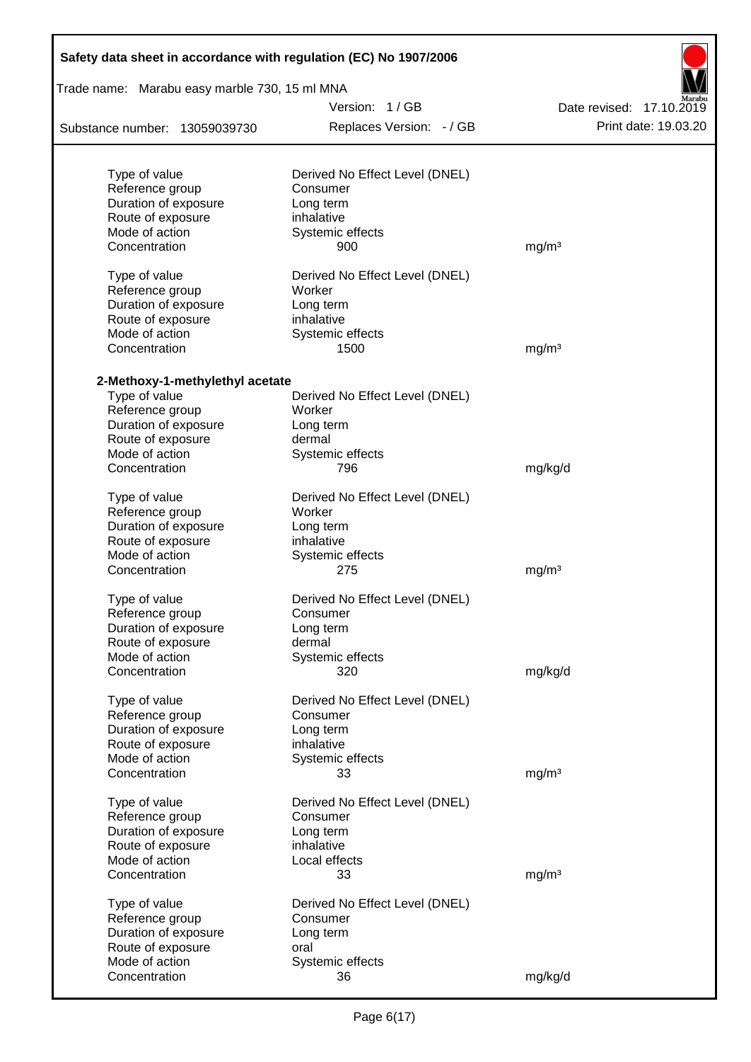| | | |
|---|---|---|
| Type of value | Derived No Effect Level (DNEL) | |
| Reference group | Consumer | |
| Duration of exposure | Long term | |
| Route of exposure | inhalative | |
| Mode of action | Systemic effects | |
| Concentration | 900 | mg/m³ |
| | | |
| Type of value | Derived No Effect Level (DNEL) | |
| Reference group | Worker | |
| Duration of exposure | Long term | |
| Route of exposure | inhalative | |
| Mode of action | Systemic effects | |
| Concentration | 1500 | mg/m³ |

**2-Methoxy-1-methylethyl acetate**

| | | |
|---|---|---|
| Type of value | Derived No Effect Level (DNEL) | |
| Reference group | Worker | |
| Duration of exposure | Long term | |
| Route of exposure | dermal | |
| Mode of action | Systemic effects | |
| Concentration | 796 | mg/kg/d |
| | | |
| Type of value | Derived No Effect Level (DNEL) | |
| Reference group | Worker | |
| Duration of exposure | Long term | |
| Route of exposure | inhalative | |
| Mode of action | Systemic effects | |
| Concentration | 275 | mg/m³ |
| | | |
| Type of value | Derived No Effect Level (DNEL) | |
| Reference group | Consumer | |
| Duration of exposure | Long term | |
| Route of exposure | dermal | |
| Mode of action | Systemic effects | |
| Concentration | 320 | mg/kg/d |
| | | |
| Type of value | Derived No Effect Level (DNEL) | |
| Reference group | Consumer | |
| Duration of exposure | Long term | |
| Route of exposure | inhalative | |
| Mode of action | Systemic effects | |
| Concentration | 33 | mg/m³ |
| | | |
| Type of value | Derived No Effect Level (DNEL) | |
| Reference group | Consumer | |
| Duration of exposure | Long term | |
| Route of exposure | inhalative | |
| Mode of action | Local effects | |
| Concentration | 33 | mg/m³ |
| | | |
| Type of value | Derived No Effect Level (DNEL) | |
| Reference group | Consumer | |
| Duration of exposure | Long term | |
| Route of exposure | oral | |
| Mode of action | Systemic effects | |
| Concentration | 36 | mg/kg/d |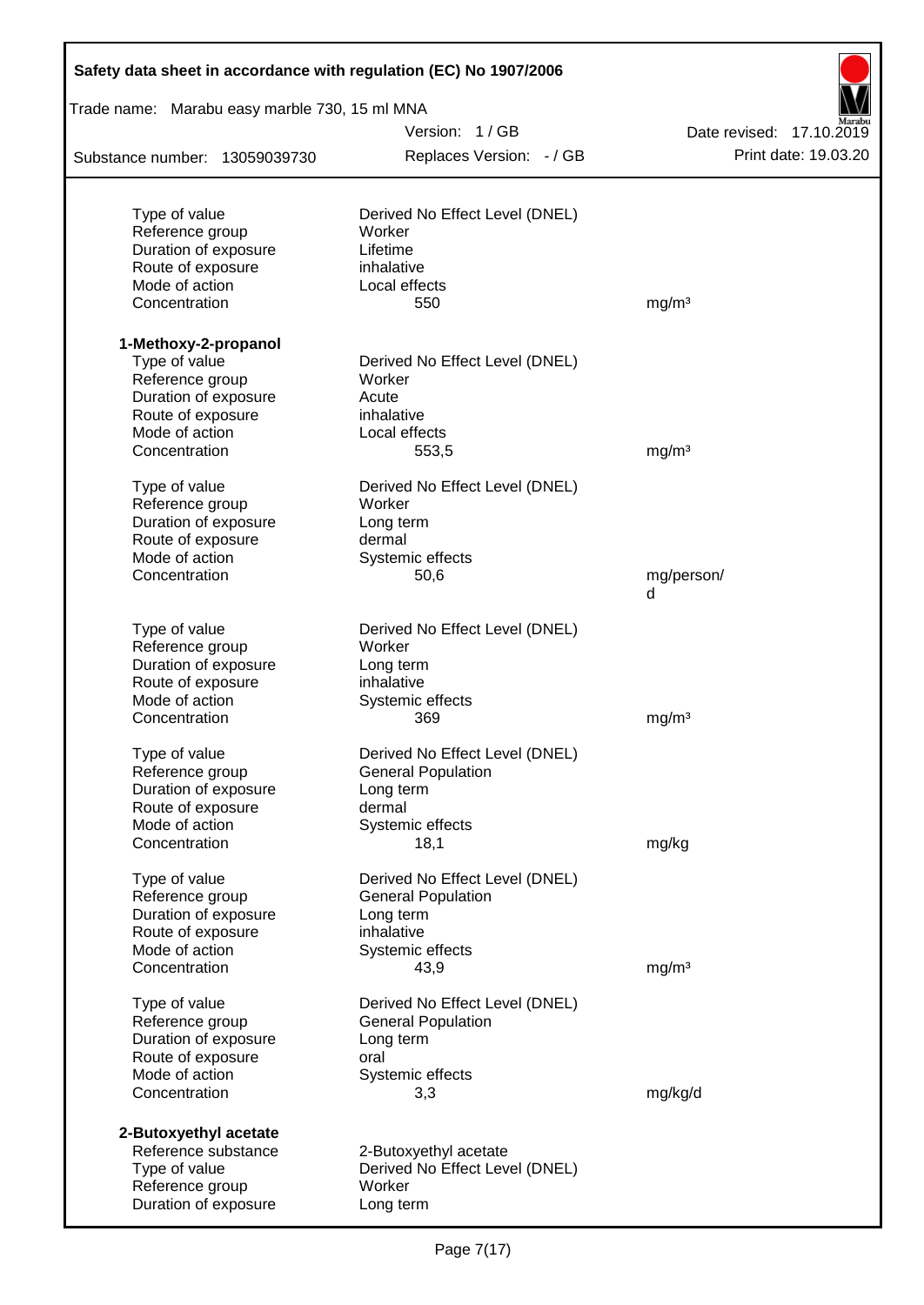| | | |
|---|---|---|
| Type of value | Derived No Effect Level (DNEL) | |
| Reference group | Worker | |
| Duration of exposure | Lifetime | |
| Route of exposure | inhalative | |
| Mode of action | Local effects | |
| Concentration | 550 | mg/m³ |

**1-Methoxy-2-propanol**

| | | |
|---|---|---|
| Type of value | Derived No Effect Level (DNEL) | |
| Reference group | Worker | |
| Duration of exposure | Acute | |
| Route of exposure | inhalative | |
| Mode of action | Local effects | |
| Concentration | 553,5 | mg/m³ |

| | | |
|---|---|---|
| Type of value | Derived No Effect Level (DNEL) | |
| Reference group | Worker | |
| Duration of exposure | Long term | |
| Route of exposure | dermal | |
| Mode of action | Systemic effects | |
| Concentration | 50,6 | mg/person/d |

| | | |
|---|---|---|
| Type of value | Derived No Effect Level (DNEL) | |
| Reference group | Worker | |
| Duration of exposure | Long term | |
| Route of exposure | inhalative | |
| Mode of action | Systemic effects | |
| Concentration | 369 | mg/m³ |

| | | |
|---|---|---|
| Type of value | Derived No Effect Level (DNEL) | |
| Reference group | General Population | |
| Duration of exposure | Long term | |
| Route of exposure | dermal | |
| Mode of action | Systemic effects | |
| Concentration | 18,1 | mg/kg |

| | | |
|---|---|---|
| Type of value | Derived No Effect Level (DNEL) | |
| Reference group | General Population | |
| Duration of exposure | Long term | |
| Route of exposure | inhalative | |
| Mode of action | Systemic effects | |
| Concentration | 43,9 | mg/m³ |

| | | |
|---|---|---|
| Type of value | Derived No Effect Level (DNEL) | |
| Reference group | General Population | |
| Duration of exposure | Long term | |
| Route of exposure | oral | |
| Mode of action | Systemic effects | |
| Concentration | 3,3 | mg/kg/d |

**2-Butoxyethyl acetate**

| | | |
|---|---|---|
| Reference substance | 2-Butoxyethyl acetate | |
| Type of value | Derived No Effect Level (DNEL) | |
| Reference group | Worker | |
| Duration of exposure | Long term | |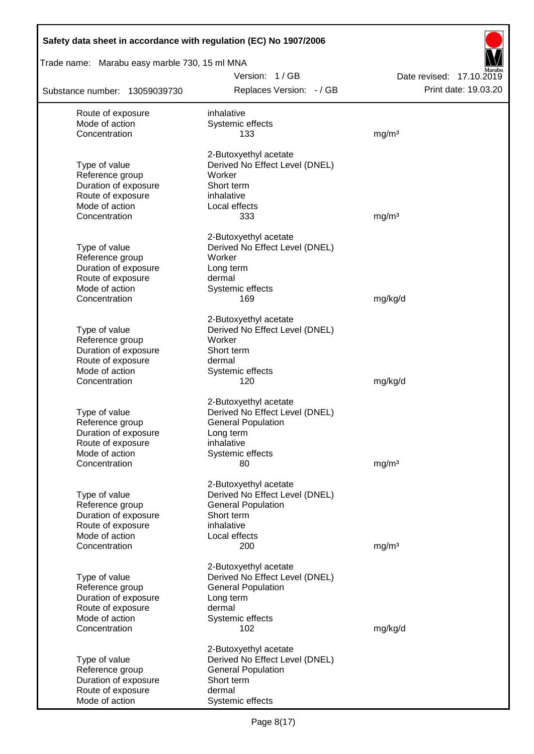| | | |
|---|---|---|
| Route of exposure | inhalative | |
| Mode of action | Systemic effects | |
| Concentration | 133 | mg/m³ |
| | | |
| | 2-Butoxyethyl acetate | |
| Type of value | Derived No Effect Level (DNEL) | |
| Reference group | Worker | |
| Duration of exposure | Short term | |
| Route of exposure | inhalative | |
| Mode of action | Local effects | |
| Concentration | 333 | mg/m³ |
| | | |
| | 2-Butoxyethyl acetate | |
| Type of value | Derived No Effect Level (DNEL) | |
| Reference group | Worker | |
| Duration of exposure | Long term | |
| Route of exposure | dermal | |
| Mode of action | Systemic effects | |
| Concentration | 169 | mg/kg/d |
| | | |
| | 2-Butoxyethyl acetate | |
| Type of value | Derived No Effect Level (DNEL) | |
| Reference group | Worker | |
| Duration of exposure | Short term | |
| Route of exposure | dermal | |
| Mode of action | Systemic effects | |
| Concentration | 120 | mg/kg/d |
| | | |
| | 2-Butoxyethyl acetate | |
| Type of value | Derived No Effect Level (DNEL) | |
| Reference group | General Population | |
| Duration of exposure | Long term | |
| Route of exposure | inhalative | |
| Mode of action | Systemic effects | |
| Concentration | 80 | mg/m³ |
| | | |
| | 2-Butoxyethyl acetate | |
| Type of value | Derived No Effect Level (DNEL) | |
| Reference group | General Population | |
| Duration of exposure | Short term | |
| Route of exposure | inhalative | |
| Mode of action | Local effects | |
| Concentration | 200 | mg/m³ |
| | | |
| | 2-Butoxyethyl acetate | |
| Type of value | Derived No Effect Level (DNEL) | |
| Reference group | General Population | |
| Duration of exposure | Long term | |
| Route of exposure | dermal | |
| Mode of action | Systemic effects | |
| Concentration | 102 | mg/kg/d |
| | | |
| | 2-Butoxyethyl acetate | |
| Type of value | Derived No Effect Level (DNEL) | |
| Reference group | General Population | |
| Duration of exposure | Short term | |
| Route of exposure | dermal | |
| Mode of action | Systemic effects | |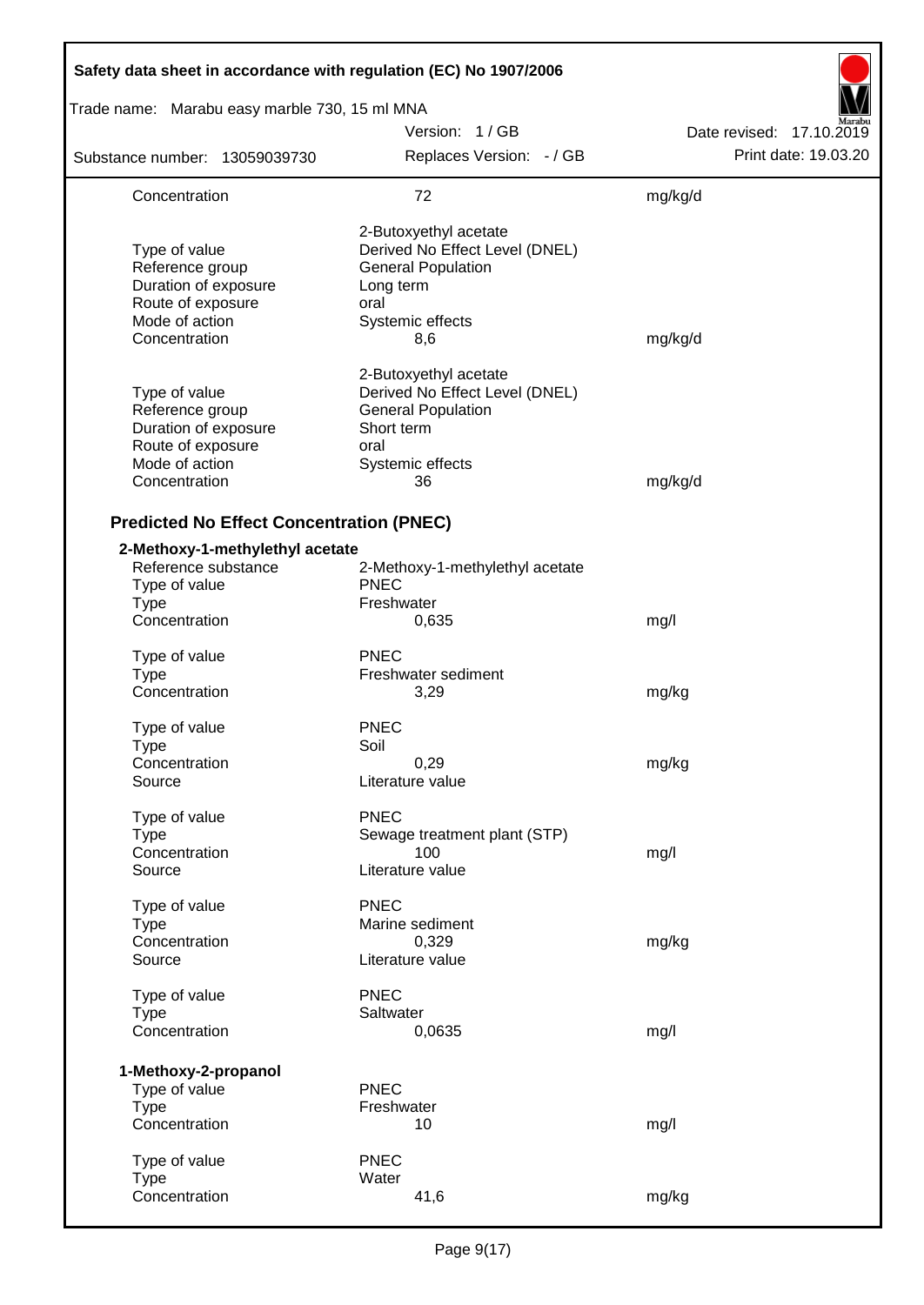| | | |
|---|---|---|
| Concentration | 72 | mg/kg/d |
| | 2-Butoxyethyl acetate | |
| Type of value | Derived No Effect Level (DNEL) | |
| Reference group | General Population | |
| Duration of exposure | Long term | |
| Route of exposure | oral | |
| Mode of action | Systemic effects | |
| Concentration | 8,6 | mg/kg/d |
| | 2-Butoxyethyl acetate | |
| Type of value | Derived No Effect Level (DNEL) | |
| Reference group | General Population | |
| Duration of exposure | Short term | |
| Route of exposure | oral | |
| Mode of action | Systemic effects | |
| Concentration | 36 | mg/kg/d |

### Predicted No Effect Concentration (PNEC)

**2-Methoxy-1-methylethyl acetate**

| | | |
|---|---|---|
| Reference substance | 2-Methoxy-1-methylethyl acetate | |
| Type of value | PNEC | |
| Type | Freshwater | |
| Concentration | 0,635 | mg/l |
| Type of value | PNEC | |
| Type | Freshwater sediment | |
| Concentration | 3,29 | mg/kg |
| Type of value | PNEC | |
| Type | Soil | |
| Concentration | 0,29 | mg/kg |
| Source | Literature value | |
| Type of value | PNEC | |
| Type | Sewage treatment plant (STP) | |
| Concentration | 100 | mg/l |
| Source | Literature value | |
| Type of value | PNEC | |
| Type | Marine sediment | |
| Concentration | 0,329 | mg/kg |
| Source | Literature value | |
| Type of value | PNEC | |
| Type | Saltwater | |
| Concentration | 0,0635 | mg/l |

**1-Methoxy-2-propanol**

| | | |
|---|---|---|
| Type of value | PNEC | |
| Type | Freshwater | |
| Concentration | 10 | mg/l |
| Type of value | PNEC | |
| Type | Water | |
| Concentration | 41,6 | mg/kg |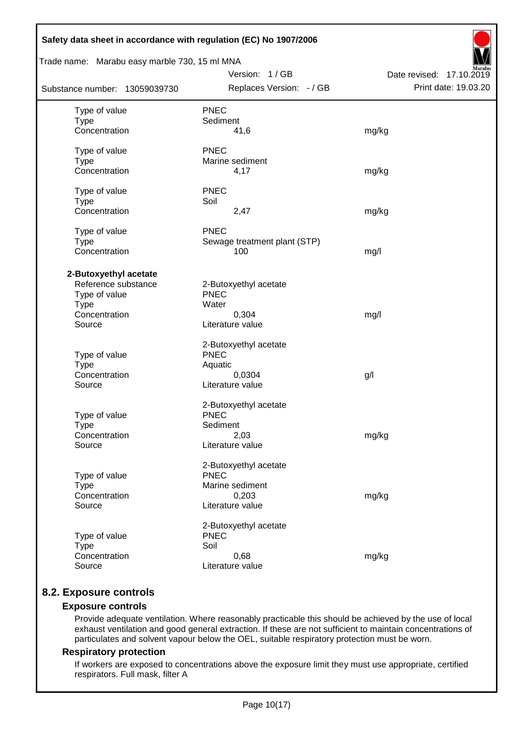| | | |
|---|---|---|
| Type of value | PNEC | |
| Type | Sediment | |
| Concentration | 41,6 | mg/kg |
| | | |
| Type of value | PNEC | |
| Type | Marine sediment | |
| Concentration | 4,17 | mg/kg |
| | | |
| Type of value | PNEC | |
| Type | Soil | |
| Concentration | 2,47 | mg/kg |
| | | |
| Type of value | PNEC | |
| Type | Sewage treatment plant (STP) | |
| Concentration | 100 | mg/l |

**2-Butoxyethyl acetate**

| | | |
|---|---|---|
| Reference substance | 2-Butoxyethyl acetate | |
| Type of value | PNEC | |
| Type | Water | |
| Concentration | 0,304 | mg/l |
| Source | Literature value | |
| | | |
| | 2-Butoxyethyl acetate | |
| Type of value | PNEC | |
| Type | Aquatic | |
| Concentration | 0,0304 | g/l |
| Source | Literature value | |
| | | |
| | 2-Butoxyethyl acetate | |
| Type of value | PNEC | |
| Type | Sediment | |
| Concentration | 2,03 | mg/kg |
| Source | Literature value | |
| | | |
| | 2-Butoxyethyl acetate | |
| Type of value | PNEC | |
| Type | Marine sediment | |
| Concentration | 0,203 | mg/kg |
| Source | Literature value | |
| | | |
| | 2-Butoxyethyl acetate | |
| Type of value | PNEC | |
| Type | Soil | |
| Concentration | 0,68 | mg/kg |
| Source | Literature value | |

## 8.2. Exposure controls

### Exposure controls

Provide adequate ventilation. Where reasonably practicable this should be achieved by the use of local exhaust ventilation and good general extraction. If these are not sufficient to maintain concentrations of particulates and solvent vapour below the OEL, suitable respiratory protection must be worn.

### Respiratory protection

If workers are exposed to concentrations above the exposure limit they must use appropriate, certified respirators. Full mask, filter A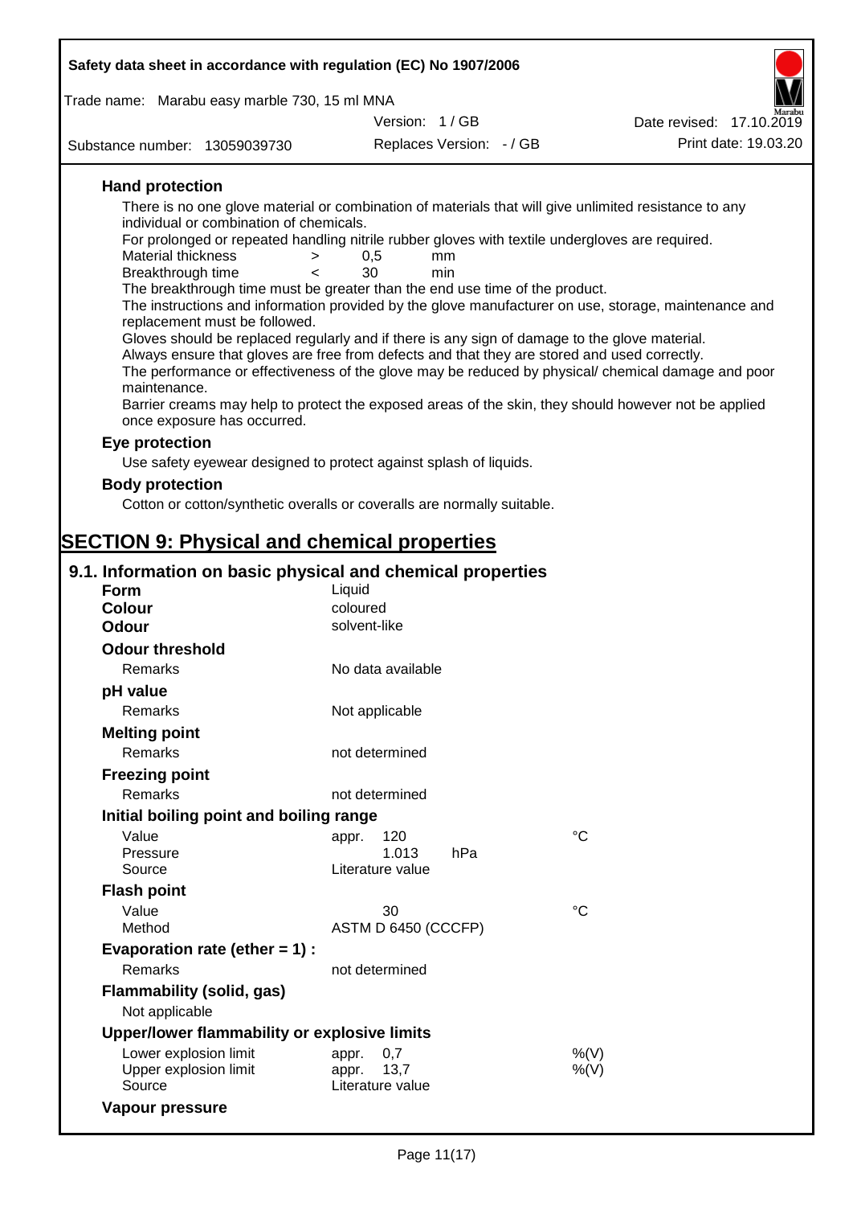### Hand protection

There is no one glove material or combination of materials that will give unlimited resistance to any individual or combination of chemicals.

For prolonged or repeated handling nitrile rubber gloves with textile undergloves are required.

| | | | |
|---|---|---|---|
| Material thickness | > | 0,5 | mm |
| Breakthrough time | < | 30 | min |

The breakthrough time must be greater than the end use time of the product.

The instructions and information provided by the glove manufacturer on use, storage, maintenance and replacement must be followed.

Gloves should be replaced regularly and if there is any sign of damage to the glove material.

Always ensure that gloves are free from defects and that they are stored and used correctly.

The performance or effectiveness of the glove may be reduced by physical/ chemical damage and poor maintenance.

Barrier creams may help to protect the exposed areas of the skin, they should however not be applied once exposure has occurred.

### Eye protection

Use safety eyewear designed to protect against splash of liquids.

### Body protection

Cotton or cotton/synthetic overalls or coveralls are normally suitable.

# SECTION 9: Physical and chemical properties

## 9.1. Information on basic physical and chemical properties

| | | |
|---|---|---|
| **Form** | Liquid | |
| **Colour** | coloured | |
| **Odour** | solvent-like | |
| **Odour threshold** | | |
| Remarks | No data available | |
| **pH value** | | |
| Remarks | Not applicable | |
| **Melting point** | | |
| Remarks | not determined | |
| **Freezing point** | | |
| Remarks | not determined | |
| **Initial boiling point and boiling range** | | |
| Value | appr. 120 | °C |
| Pressure | 1.013 hPa | |
| Source | Literature value | |
| **Flash point** | | |
| Value | 30 | °C |
| Method | ASTM D 6450 (CCCFP) | |
| **Evaporation rate (ether = 1) :** | | |
| Remarks | not determined | |
| **Flammability (solid, gas)** | | |
| Not applicable | | |
| **Upper/lower flammability or explosive limits** | | |
| Lower explosion limit | appr. 0,7 | %(V) |
| Upper explosion limit | appr. 13,7 | %(V) |
| Source | Literature value | |
| **Vapour pressure** | | |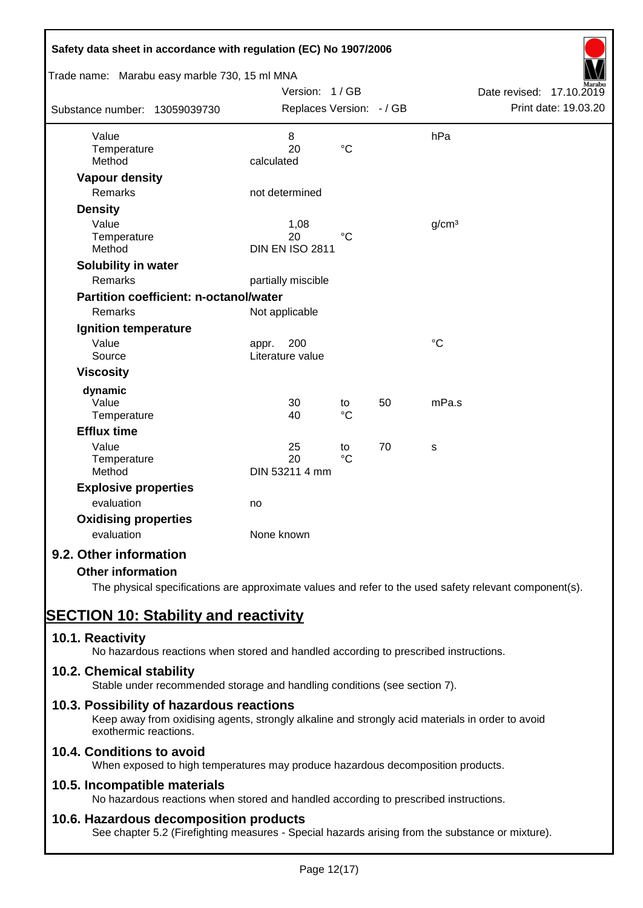| | | | | |
|---|---|---|---|---|
| Value | 8 | | | hPa |
| Temperature | 20 | °C | | |
| Method | calculated | | | |

**Vapour density**

| | | | | |
|---|---|---|---|---|
| Remarks | not determined | | | |

**Density**

| | | | | |
|---|---|---|---|---|
| Value | 1,08 | | | g/cm³ |
| Temperature | 20 | °C | | |
| Method | DIN EN ISO 2811 | | | |

**Solubility in water**

| | | | | |
|---|---|---|---|---|
| Remarks | partially miscible | | | |

**Partition coefficient: n-octanol/water**

| | | | | |
|---|---|---|---|---|
| Remarks | Not applicable | | | |

**Ignition temperature**

| | | | | |
|---|---|---|---|---|
| Value | appr. 200 | | | °C |
| Source | Literature value | | | |

**Viscosity**

**dynamic**

| | | | | |
|---|---|---|---|---|
| Value | 30 | to | 50 | mPa.s |
| Temperature | 40 | °C | | |

**Efflux time**

| | | | | |
|---|---|---|---|---|
| Value | 25 | to | 70 | s |
| Temperature | 20 | °C | | |
| Method | DIN 53211 4 mm | | | |

**Explosive properties**

| | | | | |
|---|---|---|---|---|
| evaluation | no | | | |

**Oxidising properties**

| | | | | |
|---|---|---|---|---|
| evaluation | None known | | | |

### 9.2. Other information

**Other information**

The physical specifications are approximate values and refer to the used safety relevant component(s).

## SECTION 10: Stability and reactivity

### 10.1. Reactivity

No hazardous reactions when stored and handled according to prescribed instructions.

### 10.2. Chemical stability

Stable under recommended storage and handling conditions (see section 7).

### 10.3. Possibility of hazardous reactions

Keep away from oxidising agents, strongly alkaline and strongly acid materials in order to avoid exothermic reactions.

### 10.4. Conditions to avoid

When exposed to high temperatures may produce hazardous decomposition products.

### 10.5. Incompatible materials

No hazardous reactions when stored and handled according to prescribed instructions.

### 10.6. Hazardous decomposition products

See chapter 5.2 (Firefighting measures - Special hazards arising from the substance or mixture).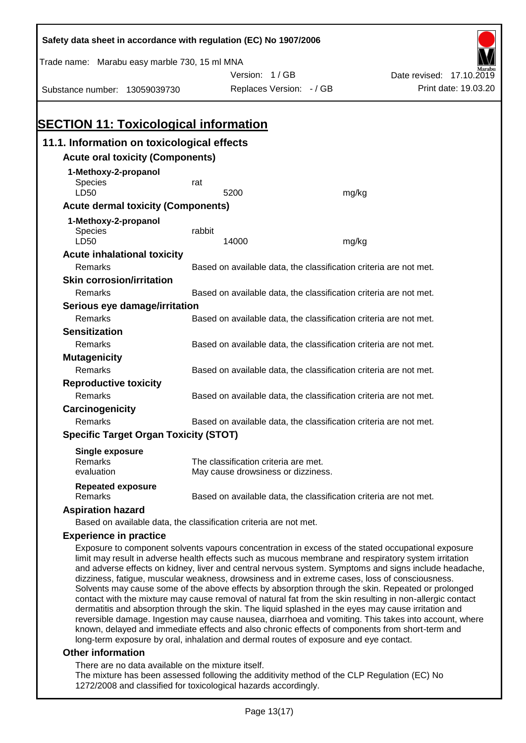## SECTION 11: Toxicological information

### 11.1. Information on toxicological effects

**Acute oral toxicity (Components)**

**1-Methoxy-2-propanol**

| | | |
|---|---|---|
| Species | rat | |
| LD50 | 5200 | mg/kg |

**Acute dermal toxicity (Components)**

**1-Methoxy-2-propanol**

| | | |
|---|---|---|
| Species | rabbit | |
| LD50 | 14000 | mg/kg |

**Acute inhalational toxicity**

Remarks: Based on available data, the classification criteria are not met.

**Skin corrosion/irritation**

Remarks: Based on available data, the classification criteria are not met.

**Serious eye damage/irritation**

Remarks: Based on available data, the classification criteria are not met.

**Sensitization**

Remarks: Based on available data, the classification criteria are not met.

**Mutagenicity**

Remarks: Based on available data, the classification criteria are not met.

**Reproductive toxicity**

Remarks: Based on available data, the classification criteria are not met.

**Carcinogenicity**

Remarks: Based on available data, the classification criteria are not met.

**Specific Target Organ Toxicity (STOT)**

**Single exposure**

Remarks: The classification criteria are met.
evaluation: May cause drowsiness or dizziness.

**Repeated exposure**

Remarks: Based on available data, the classification criteria are not met.

**Aspiration hazard**

Based on available data, the classification criteria are not met.

**Experience in practice**

Exposure to component solvents vapours concentration in excess of the stated occupational exposure limit may result in adverse health effects such as mucous membrane and respiratory system irritation and adverse effects on kidney, liver and central nervous system. Symptoms and signs include headache, dizziness, fatigue, muscular weakness, drowsiness and in extreme cases, loss of consciousness. Solvents may cause some of the above effects by absorption through the skin. Repeated or prolonged contact with the mixture may cause removal of natural fat from the skin resulting in non-allergic contact dermatitis and absorption through the skin. The liquid splashed in the eyes may cause irritation and reversible damage. Ingestion may cause nausea, diarrhoea and vomiting. This takes into account, where known, delayed and immediate effects and also chronic effects of components from short-term and long-term exposure by oral, inhalation and dermal routes of exposure and eye contact.

**Other information**

There are no data available on the mixture itself.
The mixture has been assessed following the additivity method of the CLP Regulation (EC) No 1272/2008 and classified for toxicological hazards accordingly.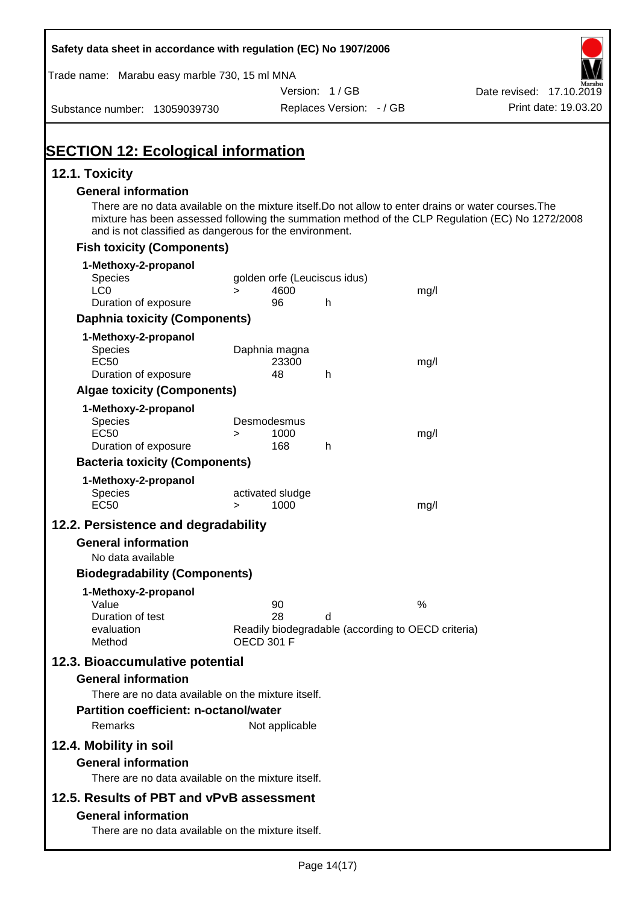# SECTION 12: Ecological information

## 12.1. Toxicity

### General information

There are no data available on the mixture itself.Do not allow to enter drains or water courses.The mixture has been assessed following the summation method of the CLP Regulation (EC) No 1272/2008 and is not classified as dangerous for the environment.

### Fish toxicity (Components)

**1-Methoxy-2-propanol**

| | | | | |
|---|---|---|---|---|
| Species | golden orfe (Leuciscus idus) | | | |
| LC0 | > | 4600 | | mg/l |
| Duration of exposure | | 96 | h | |

### Daphnia toxicity (Components)

**1-Methoxy-2-propanol**

| | | | | |
|---|---|---|---|---|
| Species | Daphnia magna | | | |
| EC50 | | 23300 | | mg/l |
| Duration of exposure | | 48 | h | |

### Algae toxicity (Components)

**1-Methoxy-2-propanol**

| | | | | |
|---|---|---|---|---|
| Species | Desmodesmus | | | |
| EC50 | > | 1000 | | mg/l |
| Duration of exposure | | 168 | h | |

### Bacteria toxicity (Components)

**1-Methoxy-2-propanol**

| | | | | |
|---|---|---|---|---|
| Species | activated sludge | | | |
| EC50 | > | 1000 | | mg/l |

## 12.2. Persistence and degradability

### General information

No data available

### Biodegradability (Components)

**1-Methoxy-2-propanol**

| | | | |
|---|---|---|---|
| Value | 90 | | % |
| Duration of test | 28 | d | |
| evaluation | Readily biodegradable (according to OECD criteria) | | |
| Method | OECD 301 F | | |

## 12.3. Bioaccumulative potential

### General information

There are no data available on the mixture itself.

### Partition coefficient: n-octanol/water

Remarks: Not applicable

## 12.4. Mobility in soil

### General information

There are no data available on the mixture itself.

## 12.5. Results of PBT and vPvB assessment

### General information

There are no data available on the mixture itself.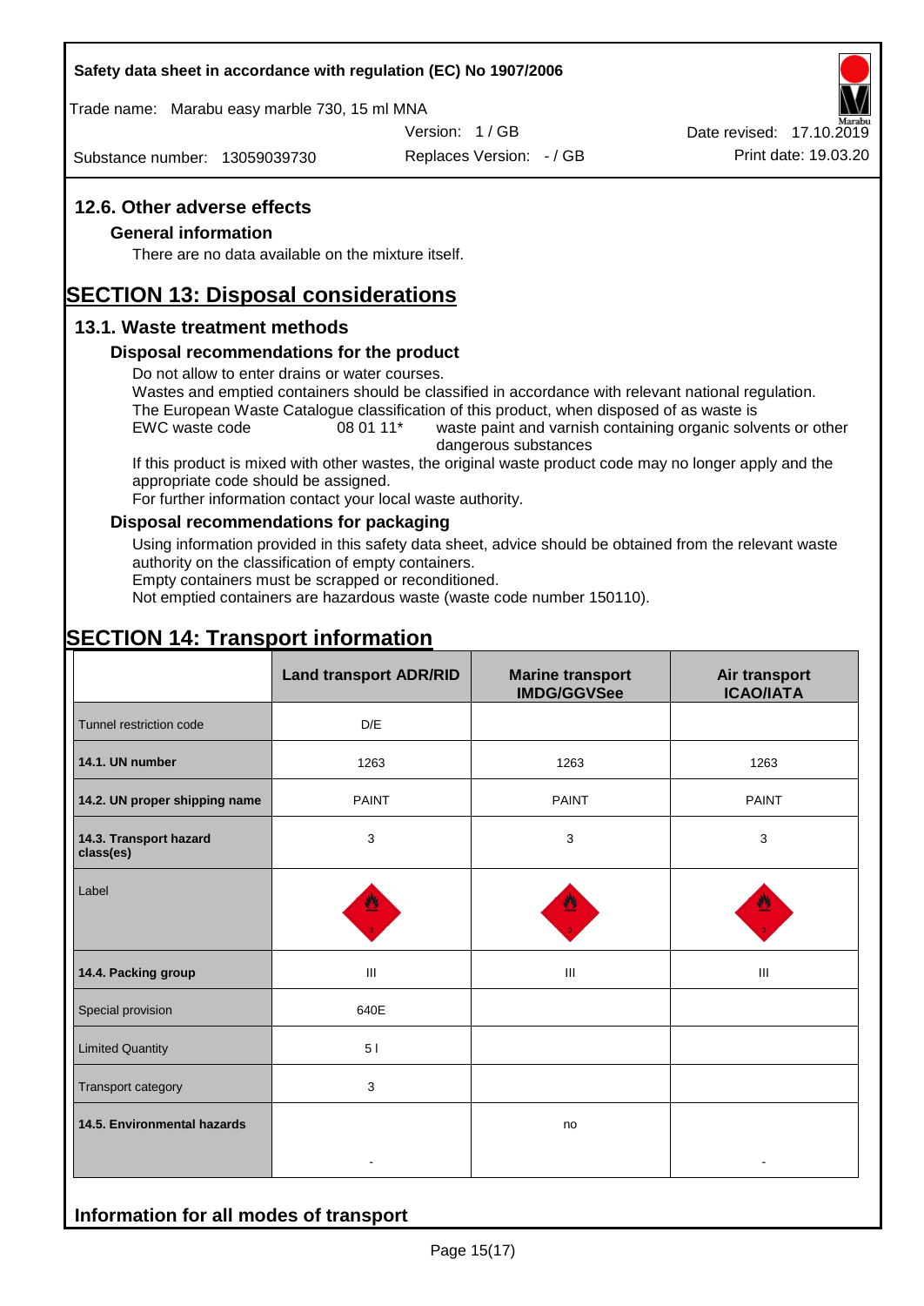## 12.6. Other adverse effects

### General information

There are no data available on the mixture itself.

# SECTION 13: Disposal considerations

## 13.1. Waste treatment methods

### Disposal recommendations for the product

Do not allow to enter drains or water courses.
Wastes and emptied containers should be classified in accordance with relevant national regulation.
The European Waste Catalogue classification of this product, when disposed of as waste is

EWC waste code 08 01 11* waste paint and varnish containing organic solvents or other dangerous substances

If this product is mixed with other wastes, the original waste product code may no longer apply and the appropriate code should be assigned.
For further information contact your local waste authority.

### Disposal recommendations for packaging

Using information provided in this safety data sheet, advice should be obtained from the relevant waste authority on the classification of empty containers.
Empty containers must be scrapped or reconditioned.
Not emptied containers are hazardous waste (waste code number 150110).

# SECTION 14: Transport information

| | Land transport ADR/RID | Marine transport IMDG/GGVSee | Air transport ICAO/IATA |
|---|---|---|---|
| Tunnel restriction code | D/E | | |
| **14.1. UN number** | 1263 | 1263 | 1263 |
| **14.2. UN proper shipping name** | PAINT | PAINT | PAINT |
| **14.3. Transport hazard class(es)** | 3 | 3 | 3 |
| Label | 3 | 3 | 3 |
| **14.4. Packing group** | III | III | III |
| Special provision | 640E | | |
| Limited Quantity | 5 l | | |
| Transport category | 3 | | |
| **14.5. Environmental hazards** | - | no | - |

## Information for all modes of transport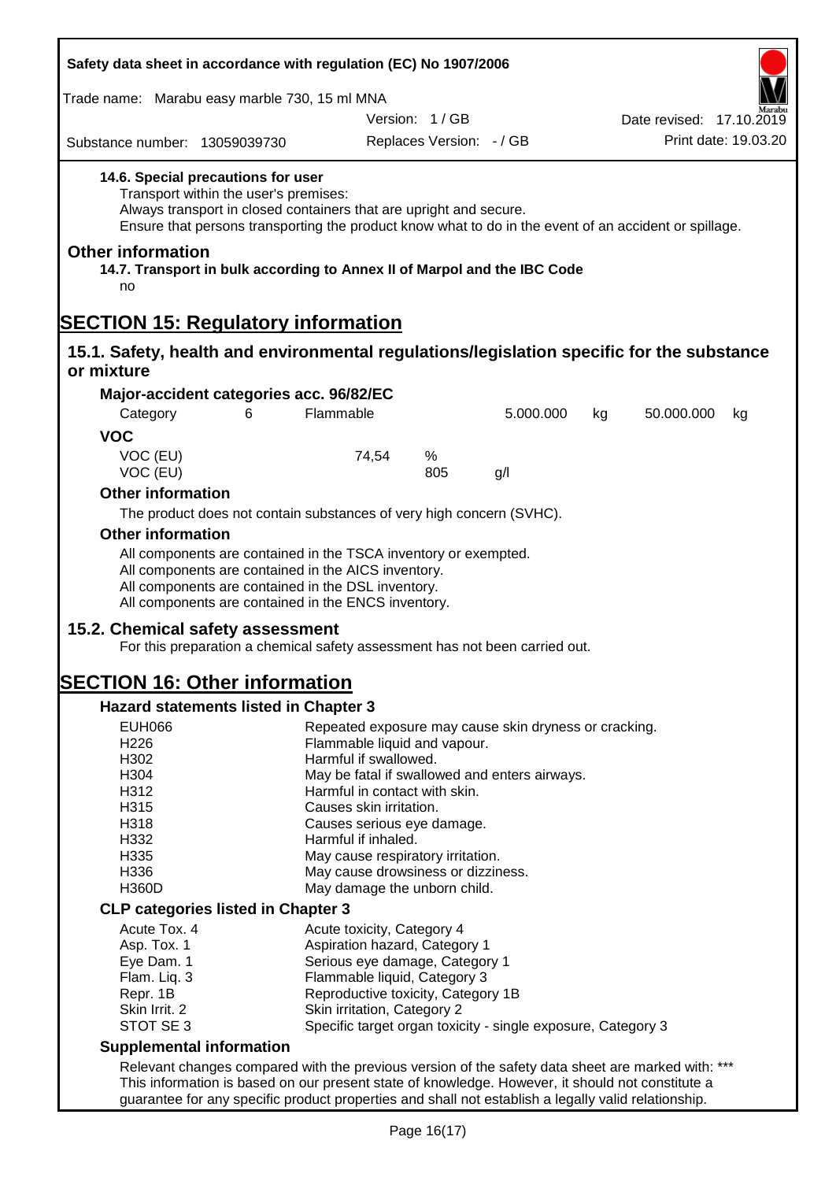**14.6. Special precautions for user**

Transport within the user's premises:
Always transport in closed containers that are upright and secure.
Ensure that persons transporting the product know what to do in the event of an accident or spillage.

## Other information

**14.7. Transport in bulk according to Annex II of Marpol and the IBC Code**

no

# SECTION 15: Regulatory information

## 15.1. Safety, health and environmental regulations/legislation specific for the substance or mixture

### Major-accident categories acc. 96/82/EC

| Category | 6 | Flammable | 5.000.000 | kg | 50.000.000 | kg |
|---|---|---|---|---|---|---|

### VOC

| | | |
|---|---|---|
| VOC (EU) | 74,54 | % |
| VOC (EU) | 805 | g/l |

### Other information

The product does not contain substances of very high concern (SVHC).

### Other information

All components are contained in the TSCA inventory or exempted.
All components are contained in the AICS inventory.
All components are contained in the DSL inventory.
All components are contained in the ENCS inventory.

## 15.2. Chemical safety assessment

For this preparation a chemical safety assessment has not been carried out.

# SECTION 16: Other information

### Hazard statements listed in Chapter 3

| | |
|---|---|
| EUH066 | Repeated exposure may cause skin dryness or cracking. |
| H226 | Flammable liquid and vapour. |
| H302 | Harmful if swallowed. |
| H304 | May be fatal if swallowed and enters airways. |
| H312 | Harmful in contact with skin. |
| H315 | Causes skin irritation. |
| H318 | Causes serious eye damage. |
| H332 | Harmful if inhaled. |
| H335 | May cause respiratory irritation. |
| H336 | May cause drowsiness or dizziness. |
| H360D | May damage the unborn child. |

### CLP categories listed in Chapter 3

| | |
|---|---|
| Acute Tox. 4 | Acute toxicity, Category 4 |
| Asp. Tox. 1 | Aspiration hazard, Category 1 |
| Eye Dam. 1 | Serious eye damage, Category 1 |
| Flam. Liq. 3 | Flammable liquid, Category 3 |
| Repr. 1B | Reproductive toxicity, Category 1B |
| Skin Irrit. 2 | Skin irritation, Category 2 |
| STOT SE 3 | Specific target organ toxicity - single exposure, Category 3 |

### Supplemental information

Relevant changes compared with the previous version of the safety data sheet are marked with: ***
This information is based on our present state of knowledge. However, it should not constitute a guarantee for any specific product properties and shall not establish a legally valid relationship.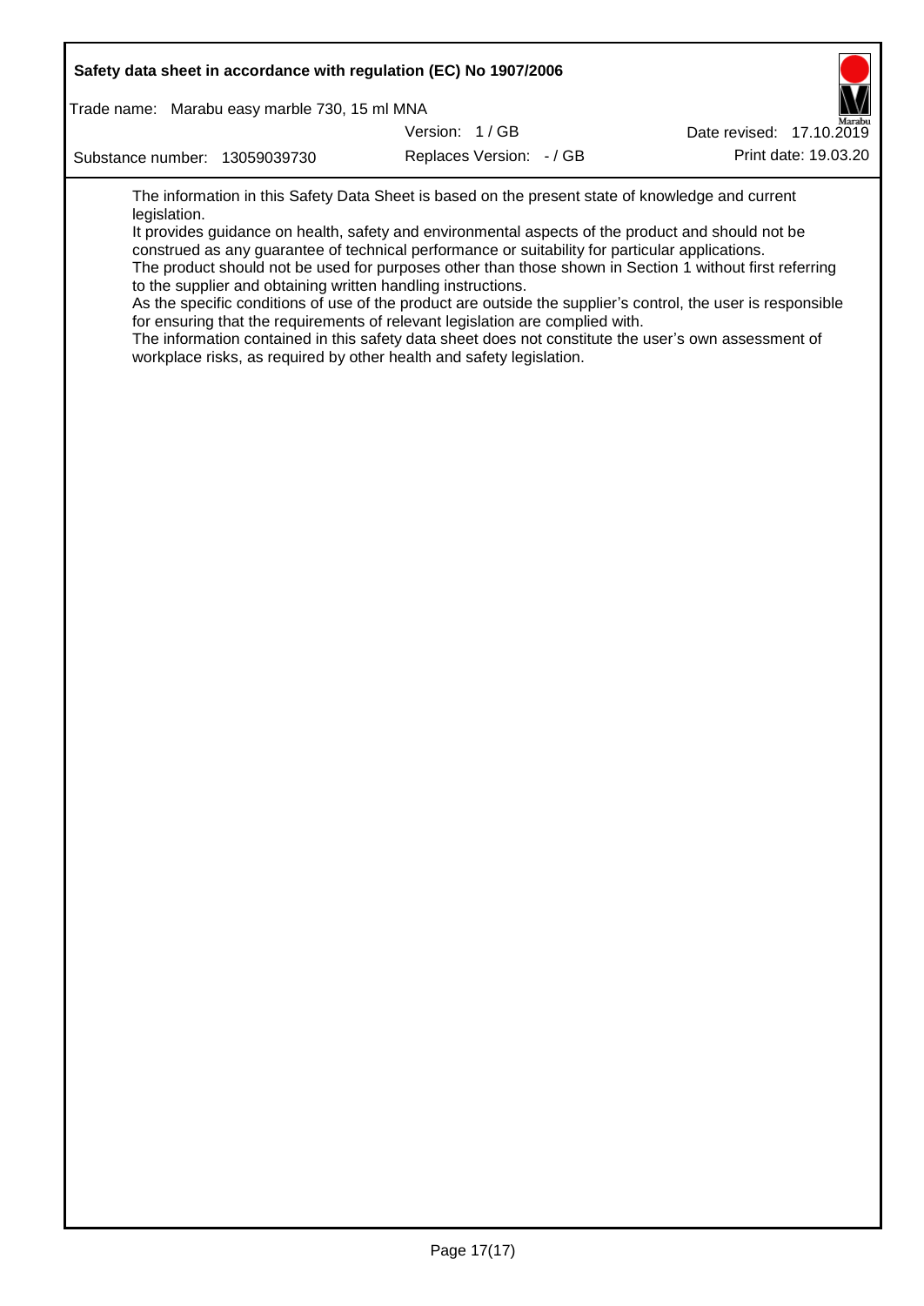The information in this Safety Data Sheet is based on the present state of knowledge and current legislation.
It provides guidance on health, safety and environmental aspects of the product and should not be construed as any guarantee of technical performance or suitability for particular applications.
The product should not be used for purposes other than those shown in Section 1 without first referring to the supplier and obtaining written handling instructions.
As the specific conditions of use of the product are outside the supplier's control, the user is responsible for ensuring that the requirements of relevant legislation are complied with.
The information contained in this safety data sheet does not constitute the user's own assessment of workplace risks, as required by other health and safety legislation.